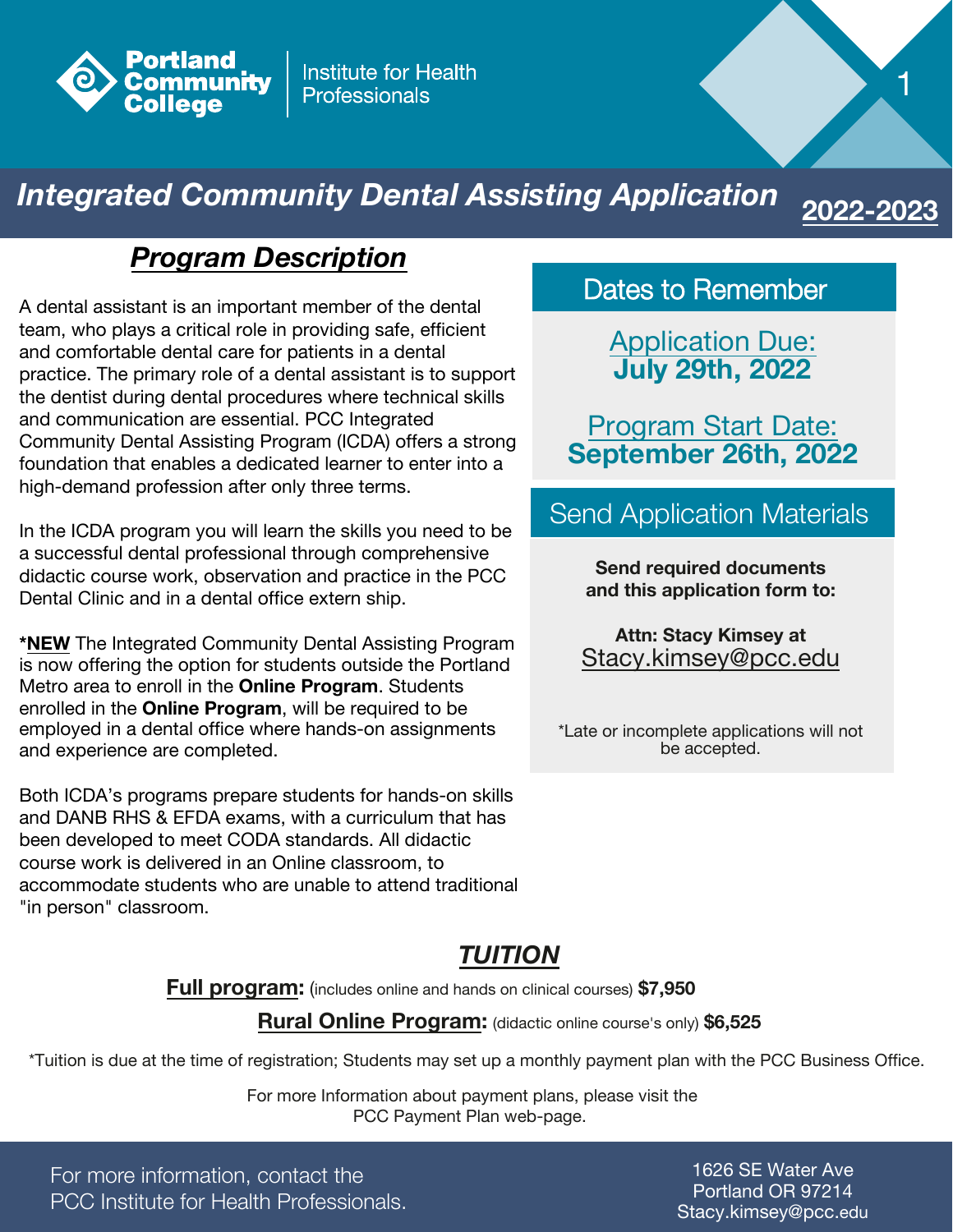Portland Community College | Institute for Health Professionals

# Integrated Community Dental Assisting Application 2022-2023

## *Program Description*

A dental assistant is an important member of the dental team, who plays a critical role in providing safe, efficient and comfortable dental care for patients in a dental practice. The primary role of a dental assistant is to support the dentist during dental procedures where technical skills and communication are essential. PCC Integrated Community Dental Assisting Program (ICDA) offers a strong foundation that enables a dedicated learner to enter into a high-demand profession after only three terms.

In the ICDA program you will learn the skills you need to be a successful dental professional through comprehensive didactic course work, observation and practice in the PCC Dental Clinic and in a dental office extern ship.

***NEW** The Integrated Community Dental Assisting Program is now offering the option for students outside the Portland Metro area to enroll in the **Online Program**. Students enrolled in the **Online Program**, will be required to be employed in a dental office where hands-on assignments and experience are completed.

Both ICDA's programs prepare students for hands-on skills and DANB RHS & EFDA exams, with a curriculum that has been developed to meet CODA standards. All didactic course work is delivered in an Online classroom, to accommodate students who are unable to attend traditional "in person" classroom.

## Dates to Remember

Application Due:
**July 29th, 2022**

Program Start Date:
**September 26th, 2022**

## Send Application Materials

**Send required documents and this application form to:**

**Attn: Stacy Kimsey at**
Stacy.kimsey@pcc.edu

*Late or incomplete applications will not be accepted.

## *TUITION*

**Full program:** (includes online and hands on clinical courses) **$7,950**

**Rural Online Program:** (didactic online course's only) **$6,525**

*Tuition is due at the time of registration; Students may set up a monthly payment plan with the PCC Business Office.

For more Information about payment plans, please visit the PCC Payment Plan web-page.

For more information, contact the PCC Institute for Health Professionals.

1626 SE Water Ave
Portland OR 97214
Stacy.kimsey@pcc.edu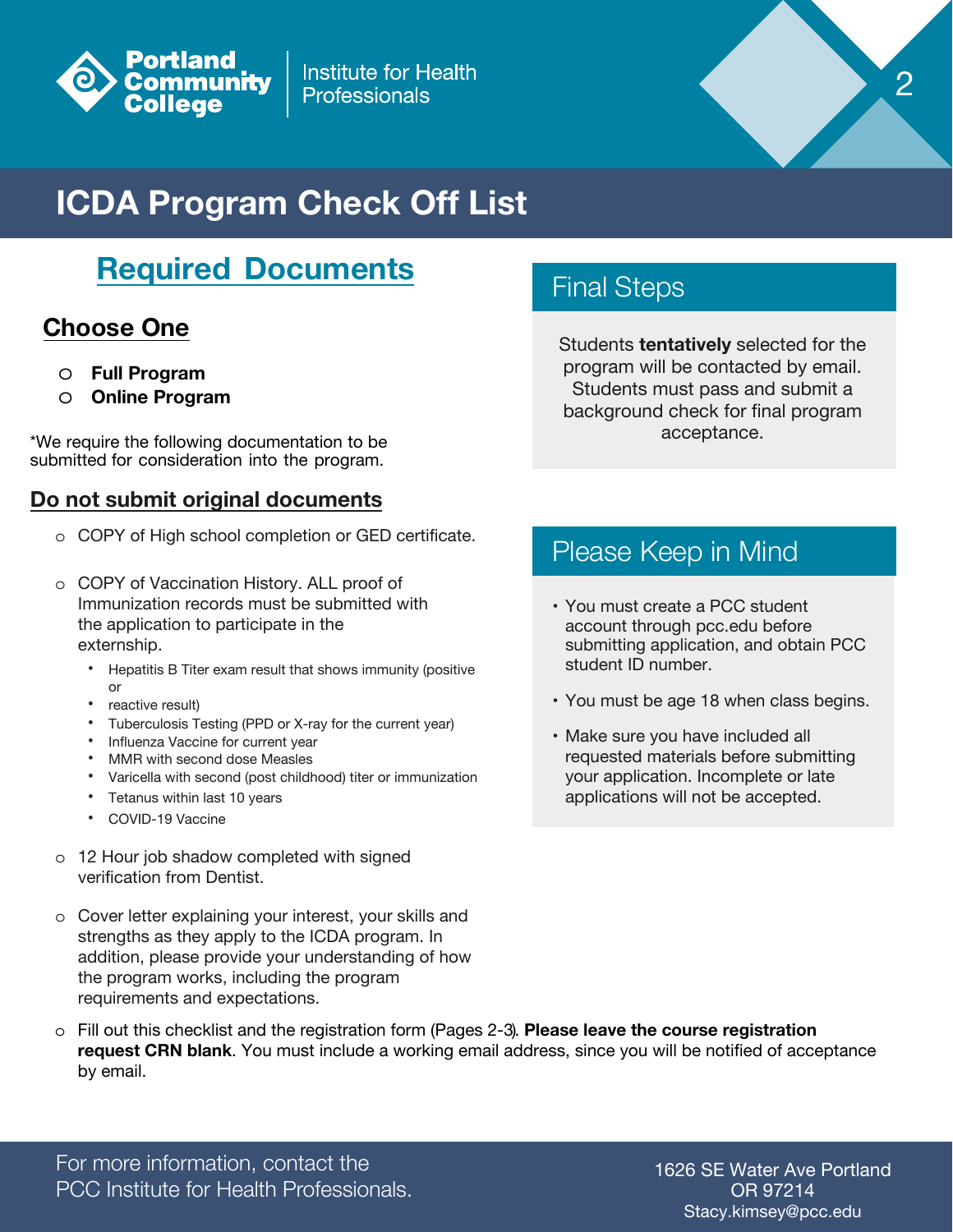Portland Community College | Institute for Health Professionals

# ICDA Program Check Off List

## Required Documents

### Choose One

- ○ **Full Program**
- ○ **Online Program**

*We require the following documentation to be submitted for consideration into the program.

### Do not submit original documents

- ○ COPY of High school completion or GED certificate.
- ○ COPY of Vaccination History. ALL proof of Immunization records must be submitted with the application to participate in the externship.
  - Hepatitis B Titer exam result that shows immunity (positive or
  - reactive result)
  - Tuberculosis Testing (PPD or X-ray for the current year)
  - Influenza Vaccine for current year
  - MMR with second dose Measles
  - Varicella with second (post childhood) titer or immunization
  - Tetanus within last 10 years
  - COVID-19 Vaccine
- ○ 12 Hour job shadow completed with signed verification from Dentist.
- ○ Cover letter explaining your interest, your skills and strengths as they apply to the ICDA program. In addition, please provide your understanding of how the program works, including the program requirements and expectations.
- ○ Fill out this checklist and the registration form (Pages 2-3). **Please leave the course registration request CRN blank**. You must include a working email address, since you will be notified of acceptance by email.

## Final Steps

Students **tentatively** selected for the program will be contacted by email. Students must pass and submit a background check for final program acceptance.

## Please Keep in Mind

- You must create a PCC student account through pcc.edu before submitting application, and obtain PCC student ID number.
- You must be age 18 when class begins.
- Make sure you have included all requested materials before submitting your application. Incomplete or late applications will not be accepted.

For more information, contact the PCC Institute for Health Professionals.

1626 SE Water Ave Portland OR 97214
Stacy.kimsey@pcc.edu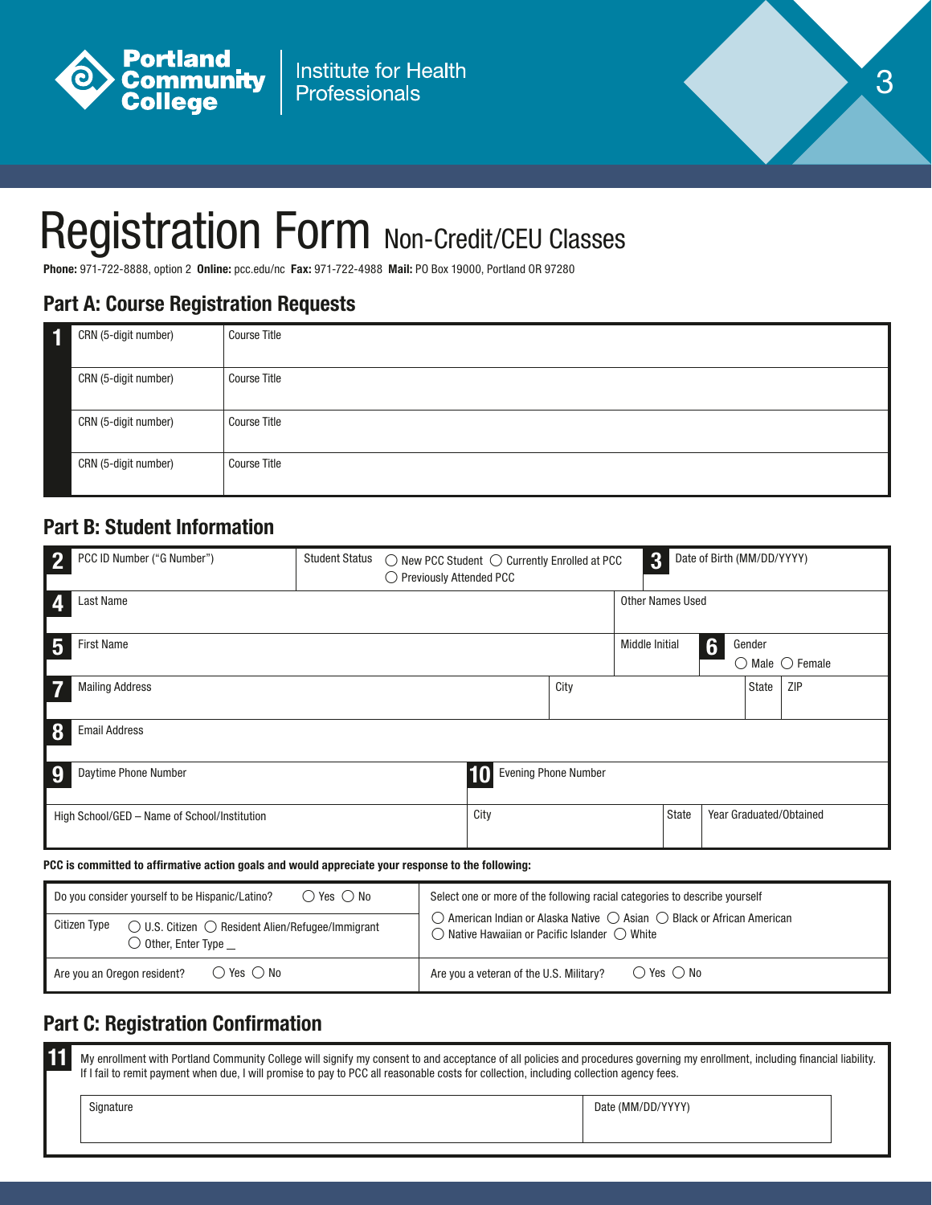Portland Community College | Institute for Health Professionals

# Registration Form Non-Credit/CEU Classes

**Phone:** 971-722-8888, option 2 **Online:** pcc.edu/nc **Fax:** 971-722-4988 **Mail:** PO Box 19000, Portland OR 97280

## Part A: Course Registration Requests

| | | |
|---|---|---|
| 1 | CRN (5-digit number) | Course Title |
| | CRN (5-digit number) | Course Title |
| | CRN (5-digit number) | Course Title |
| | CRN (5-digit number) | Course Title |

## Part B: Student Information

| | | |
|---|---|---|
| **2** PCC ID Number ("G Number") | Student Status ◯ New PCC Student ◯ Currently Enrolled at PCC ◯ Previously Attended PCC | **3** Date of Birth (MM/DD/YYYY) |
| **4** Last Name | Other Names Used | |
| **5** First Name | Middle Initial | **6** Gender ◯ Male ◯ Female |
| **7** Mailing Address | City | State / ZIP |
| **8** Email Address | | |
| **9** Daytime Phone Number | **10** Evening Phone Number | |
| High School/GED – Name of School/Institution | City / State | Year Graduated/Obtained |

**PCC is committed to affirmative action goals and would appreciate your response to the following:**

| | |
|---|---|
| Do you consider yourself to be Hispanic/Latino? ◯ Yes ◯ No | Select one or more of the following racial categories to describe yourself |
| Citizen Type ◯ U.S. Citizen ◯ Resident Alien/Refugee/Immigrant ◯ Other, Enter Type _ | ◯ American Indian or Alaska Native ◯ Asian ◯ Black or African American ◯ Native Hawaiian or Pacific Islander ◯ White |
| Are you an Oregon resident? ◯ Yes ◯ No | Are you a veteran of the U.S. Military? ◯ Yes ◯ No |

## Part C: Registration Confirmation

**11** My enrollment with Portland Community College will signify my consent to and acceptance of all policies and procedures governing my enrollment, including financial liability. If I fail to remit payment when due, I will promise to pay to PCC all reasonable costs for collection, including collection agency fees.

| | |
|---|---|
| Signature | Date (MM/DD/YYYY) |